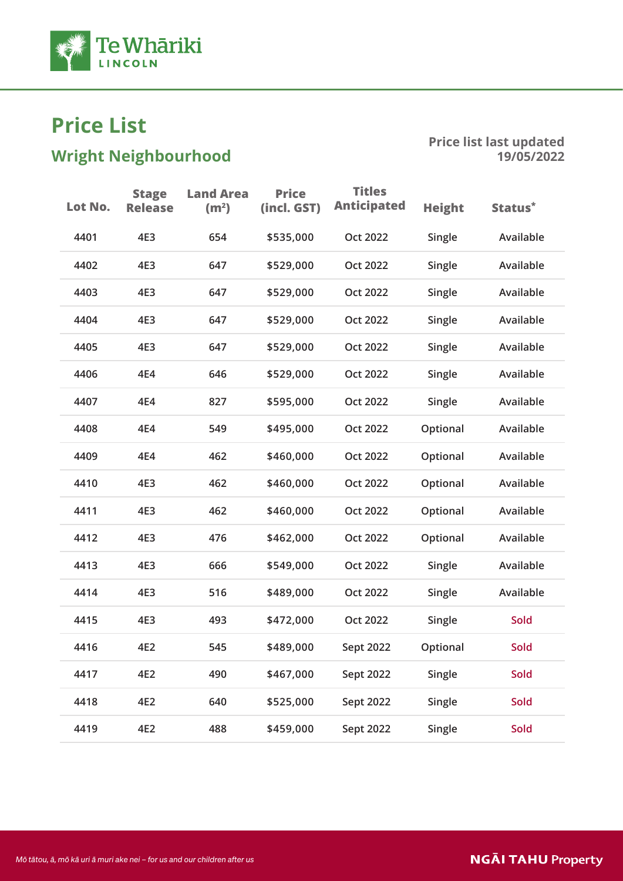Te Whāriki LINCOLN

# Price List

## Wright Neighbourhood

**Price list last updated 19/05/2022**

| Lot No. | Stage Release | Land Area (m²) | Price (incl. GST) | Titles Anticipated | Height | Status* |
|---|---|---|---|---|---|---|
| 4401 | 4E3 | 654 | $535,000 | Oct 2022 | Single | Available |
| 4402 | 4E3 | 647 | $529,000 | Oct 2022 | Single | Available |
| 4403 | 4E3 | 647 | $529,000 | Oct 2022 | Single | Available |
| 4404 | 4E3 | 647 | $529,000 | Oct 2022 | Single | Available |
| 4405 | 4E3 | 647 | $529,000 | Oct 2022 | Single | Available |
| 4406 | 4E4 | 646 | $529,000 | Oct 2022 | Single | Available |
| 4407 | 4E4 | 827 | $595,000 | Oct 2022 | Single | Available |
| 4408 | 4E4 | 549 | $495,000 | Oct 2022 | Optional | Available |
| 4409 | 4E4 | 462 | $460,000 | Oct 2022 | Optional | Available |
| 4410 | 4E3 | 462 | $460,000 | Oct 2022 | Optional | Available |
| 4411 | 4E3 | 462 | $460,000 | Oct 2022 | Optional | Available |
| 4412 | 4E3 | 476 | $462,000 | Oct 2022 | Optional | Available |
| 4413 | 4E3 | 666 | $549,000 | Oct 2022 | Single | Available |
| 4414 | 4E3 | 516 | $489,000 | Oct 2022 | Single | Available |
| 4415 | 4E3 | 493 | $472,000 | Oct 2022 | Single | Sold |
| 4416 | 4E2 | 545 | $489,000 | Sept 2022 | Optional | Sold |
| 4417 | 4E2 | 490 | $467,000 | Sept 2022 | Single | Sold |
| 4418 | 4E2 | 640 | $525,000 | Sept 2022 | Single | Sold |
| 4419 | 4E2 | 488 | $459,000 | Sept 2022 | Single | Sold |

*Mō tātou, ā, mō kā uri ā muri ake nei – for us and our children after us*

NGĀI TAHU Property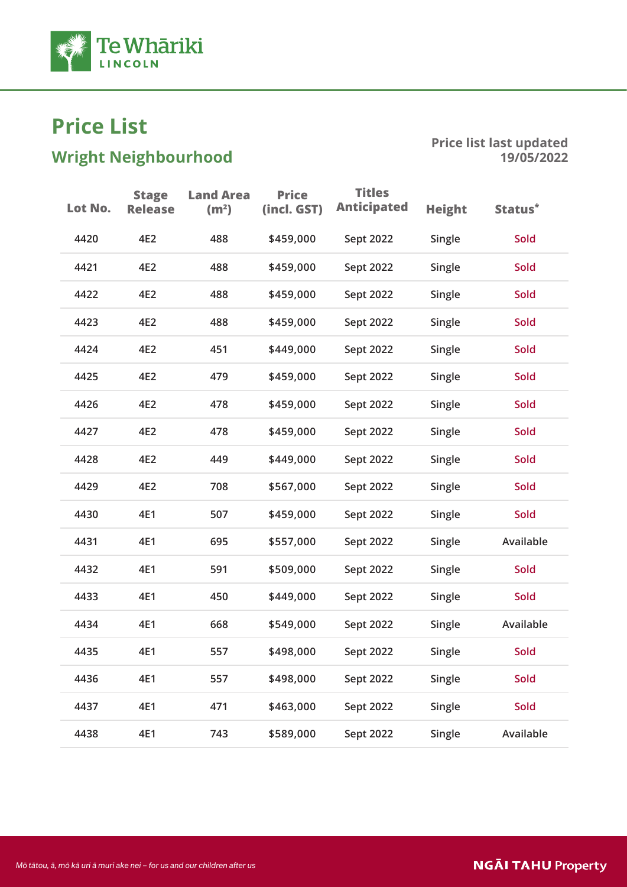# Price List

## Wright Neighbourhood

**Price list last updated 19/05/2022**

| Lot No. | Stage Release | Land Area ($m^2$) | Price (incl. GST) | Titles Anticipated | Height | Status* |
|---|---|---|---|---|---|---|
| 4420 | 4E2 | 488 | $459,000 | Sept 2022 | Single | Sold |
| 4421 | 4E2 | 488 | $459,000 | Sept 2022 | Single | Sold |
| 4422 | 4E2 | 488 | $459,000 | Sept 2022 | Single | Sold |
| 4423 | 4E2 | 488 | $459,000 | Sept 2022 | Single | Sold |
| 4424 | 4E2 | 451 | $449,000 | Sept 2022 | Single | Sold |
| 4425 | 4E2 | 479 | $459,000 | Sept 2022 | Single | Sold |
| 4426 | 4E2 | 478 | $459,000 | Sept 2022 | Single | Sold |
| 4427 | 4E2 | 478 | $459,000 | Sept 2022 | Single | Sold |
| 4428 | 4E2 | 449 | $449,000 | Sept 2022 | Single | Sold |
| 4429 | 4E2 | 708 | $567,000 | Sept 2022 | Single | Sold |
| 4430 | 4E1 | 507 | $459,000 | Sept 2022 | Single | Sold |
| 4431 | 4E1 | 695 | $557,000 | Sept 2022 | Single | Available |
| 4432 | 4E1 | 591 | $509,000 | Sept 2022 | Single | Sold |
| 4433 | 4E1 | 450 | $449,000 | Sept 2022 | Single | Sold |
| 4434 | 4E1 | 668 | $549,000 | Sept 2022 | Single | Available |
| 4435 | 4E1 | 557 | $498,000 | Sept 2022 | Single | Sold |
| 4436 | 4E1 | 557 | $498,000 | Sept 2022 | Single | Sold |
| 4437 | 4E1 | 471 | $463,000 | Sept 2022 | Single | Sold |
| 4438 | 4E1 | 743 | $589,000 | Sept 2022 | Single | Available |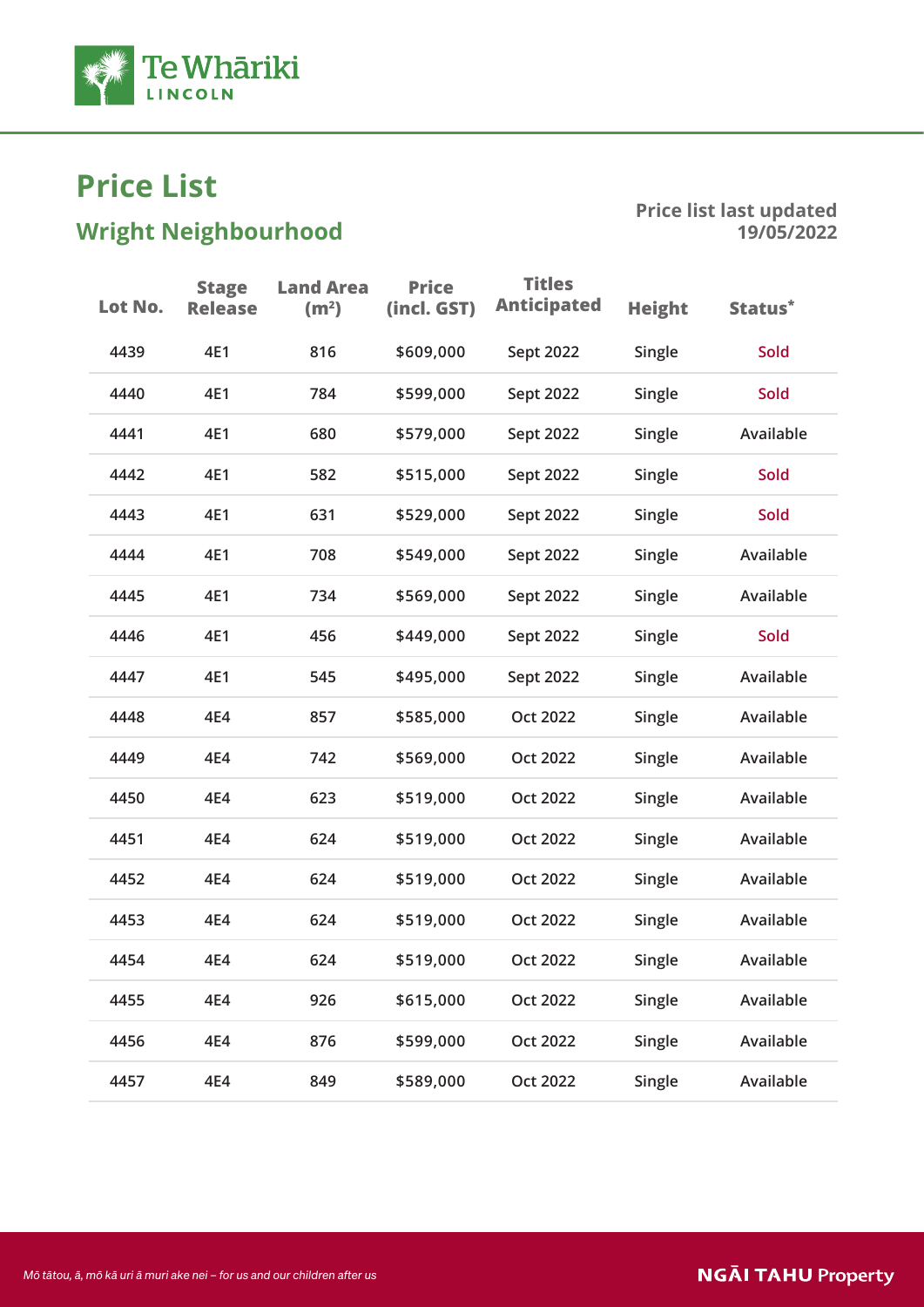Te Whāriki
LINCOLN

# Price List

## Wright Neighbourhood

**Price list last updated 19/05/2022**

| Lot No. | Stage Release | Land Area (m²) | Price (incl. GST) | Titles Anticipated | Height | Status* |
|---|---|---|---|---|---|---|
| 4439 | 4E1 | 816 | $609,000 | Sept 2022 | Single | Sold |
| 4440 | 4E1 | 784 | $599,000 | Sept 2022 | Single | Sold |
| 4441 | 4E1 | 680 | $579,000 | Sept 2022 | Single | Available |
| 4442 | 4E1 | 582 | $515,000 | Sept 2022 | Single | Sold |
| 4443 | 4E1 | 631 | $529,000 | Sept 2022 | Single | Sold |
| 4444 | 4E1 | 708 | $549,000 | Sept 2022 | Single | Available |
| 4445 | 4E1 | 734 | $569,000 | Sept 2022 | Single | Available |
| 4446 | 4E1 | 456 | $449,000 | Sept 2022 | Single | Sold |
| 4447 | 4E1 | 545 | $495,000 | Sept 2022 | Single | Available |
| 4448 | 4E4 | 857 | $585,000 | Oct 2022 | Single | Available |
| 4449 | 4E4 | 742 | $569,000 | Oct 2022 | Single | Available |
| 4450 | 4E4 | 623 | $519,000 | Oct 2022 | Single | Available |
| 4451 | 4E4 | 624 | $519,000 | Oct 2022 | Single | Available |
| 4452 | 4E4 | 624 | $519,000 | Oct 2022 | Single | Available |
| 4453 | 4E4 | 624 | $519,000 | Oct 2022 | Single | Available |
| 4454 | 4E4 | 624 | $519,000 | Oct 2022 | Single | Available |
| 4455 | 4E4 | 926 | $615,000 | Oct 2022 | Single | Available |
| 4456 | 4E4 | 876 | $599,000 | Oct 2022 | Single | Available |
| 4457 | 4E4 | 849 | $589,000 | Oct 2022 | Single | Available |

*Mō tātou, ā, mō kā uri ā muri ake nei – for us and our children after us*

NGĀI TAHU Property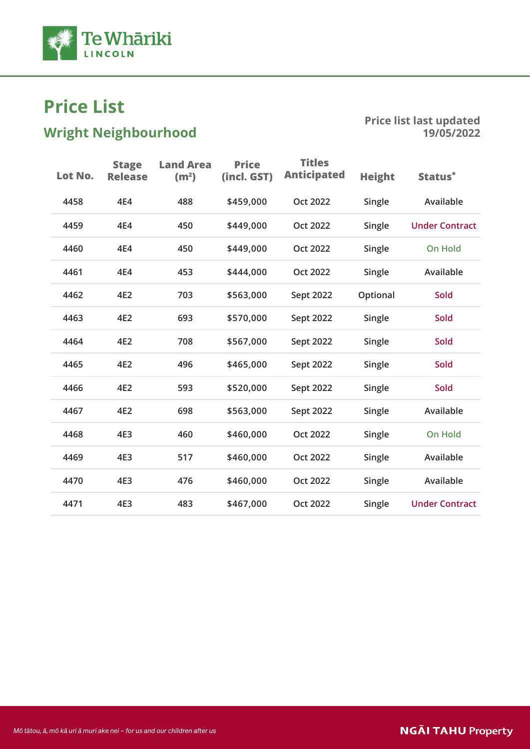# Price List

## Wright Neighbourhood

**Price list last updated 19/05/2022**

| Lot No. | Stage Release | Land Area (m²) | Price (incl. GST) | Titles Anticipated | Height | Status* |
|---|---|---|---|---|---|---|
| 4458 | 4E4 | 488 | $459,000 | Oct 2022 | Single | Available |
| 4459 | 4E4 | 450 | $449,000 | Oct 2022 | Single | Under Contract |
| 4460 | 4E4 | 450 | $449,000 | Oct 2022 | Single | On Hold |
| 4461 | 4E4 | 453 | $444,000 | Oct 2022 | Single | Available |
| 4462 | 4E2 | 703 | $563,000 | Sept 2022 | Optional | Sold |
| 4463 | 4E2 | 693 | $570,000 | Sept 2022 | Single | Sold |
| 4464 | 4E2 | 708 | $567,000 | Sept 2022 | Single | Sold |
| 4465 | 4E2 | 496 | $465,000 | Sept 2022 | Single | Sold |
| 4466 | 4E2 | 593 | $520,000 | Sept 2022 | Single | Sold |
| 4467 | 4E2 | 698 | $563,000 | Sept 2022 | Single | Available |
| 4468 | 4E3 | 460 | $460,000 | Oct 2022 | Single | On Hold |
| 4469 | 4E3 | 517 | $460,000 | Oct 2022 | Single | Available |
| 4470 | 4E3 | 476 | $460,000 | Oct 2022 | Single | Available |
| 4471 | 4E3 | 483 | $467,000 | Oct 2022 | Single | Under Contract |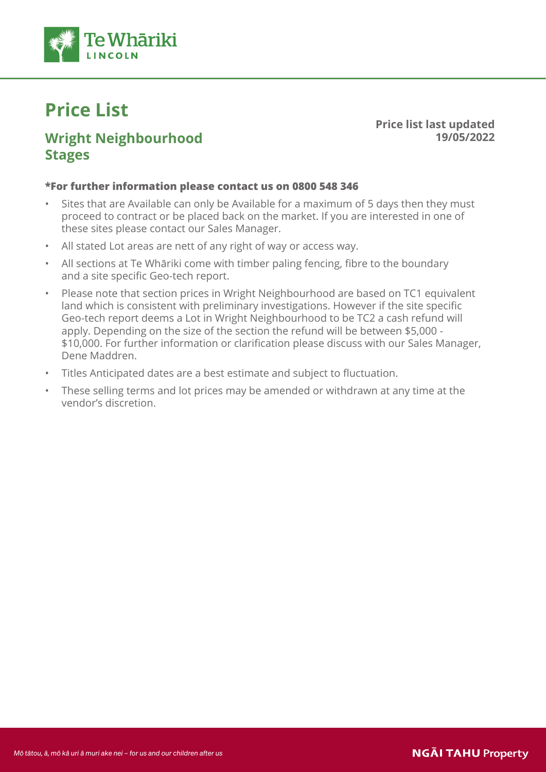# Price List

## Wright Neighbourhood Stages

**Price list last updated 19/05/2022**

**\*For further information please contact us on 0800 548 346**

- Sites that are Available can only be Available for a maximum of 5 days then they must proceed to contract or be placed back on the market. If you are interested in one of these sites please contact our Sales Manager.
- All stated Lot areas are nett of any right of way or access way.
- All sections at Te Whāriki come with timber paling fencing, fibre to the boundary and a site specific Geo-tech report.
- Please note that section prices in Wright Neighbourhood are based on TC1 equivalent land which is consistent with preliminary investigations. However if the site specific Geo-tech report deems a Lot in Wright Neighbourhood to be TC2 a cash refund will apply. Depending on the size of the section the refund will be between $5,000 - $10,000. For further information or clarification please discuss with our Sales Manager, Dene Maddren.
- Titles Anticipated dates are a best estimate and subject to fluctuation.
- These selling terms and lot prices may be amended or withdrawn at any time at the vendor's discretion.

*Mō tātou, ā, mō kā uri ā muri ake nei – for us and our children after us*